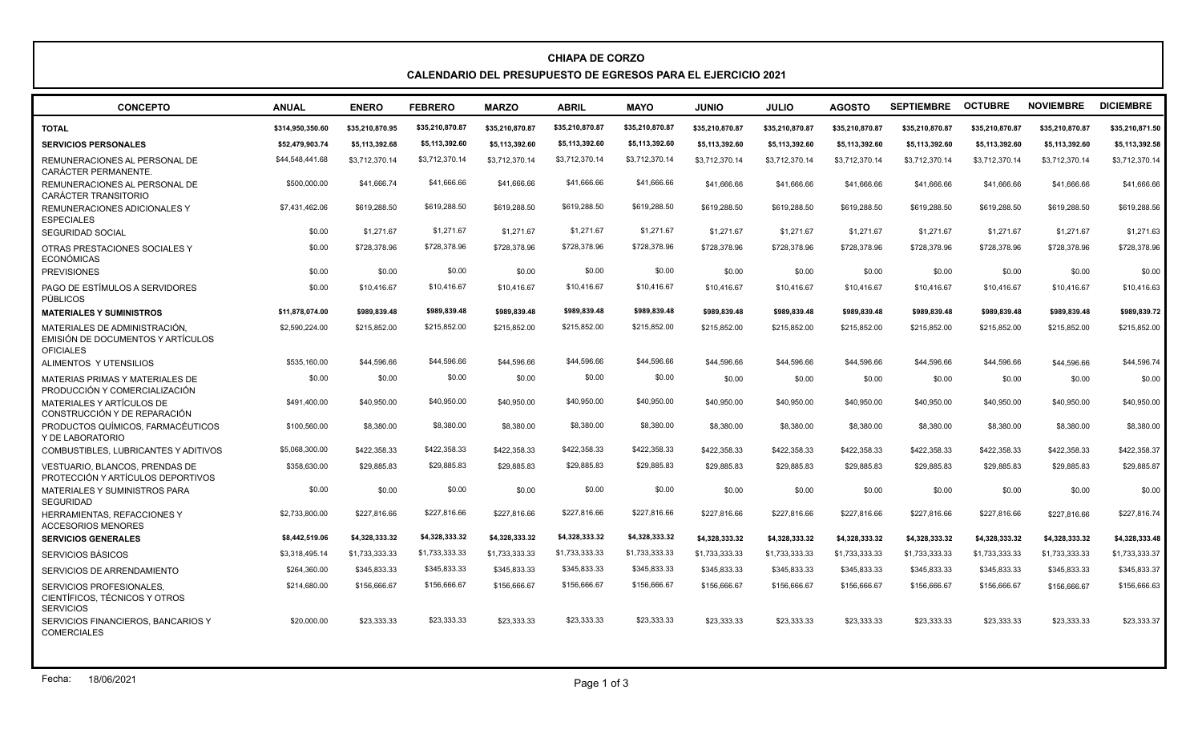# CHIAPA DE CORZO

## CALENDARIO DEL PRESUPUESTO DE EGRESOS PARA EL EJERCICIO 2021

| CONCEPTO | ANUAL | ENERO | FEBRERO | MARZO | ABRIL | MAYO | JUNIO | JULIO | AGOSTO | SEPTIEMBRE | OCTUBRE | NOVIEMBRE | DICIEMBRE |
|---|---|---|---|---|---|---|---|---|---|---|---|---|---|
| **TOTAL** | **$314,950,350.60** | **$35,210,870.95** | **$35,210,870.87** | **$35,210,870.87** | **$35,210,870.87** | **$35,210,870.87** | **$35,210,870.87** | **$35,210,870.87** | **$35,210,870.87** | **$35,210,870.87** | **$35,210,870.87** | **$35,210,870.87** | **$35,210,871.50** |
| **SERVICIOS PERSONALES** | **$52,479,903.74** | **$5,113,392.68** | **$5,113,392.60** | **$5,113,392.60** | **$5,113,392.60** | **$5,113,392.60** | **$5,113,392.60** | **$5,113,392.60** | **$5,113,392.60** | **$5,113,392.60** | **$5,113,392.60** | **$5,113,392.60** | **$5,113,392.58** |
| REMUNERACIONES AL PERSONAL DE CARÁCTER PERMANENTE. | $44,548,441.68 | $3,712,370.14 | $3,712,370.14 | $3,712,370.14 | $3,712,370.14 | $3,712,370.14 | $3,712,370.14 | $3,712,370.14 | $3,712,370.14 | $3,712,370.14 | $3,712,370.14 | $3,712,370.14 | $3,712,370.14 |
| REMUNERACIONES AL PERSONAL DE CARÁCTER TRANSITORIO | $500,000.00 | $41,666.74 | $41,666.66 | $41,666.66 | $41,666.66 | $41,666.66 | $41,666.66 | $41,666.66 | $41,666.66 | $41,666.66 | $41,666.66 | $41,666.66 | $41,666.66 |
| REMUNERACIONES ADICIONALES Y ESPECIALES | $7,431,462.06 | $619,288.50 | $619,288.50 | $619,288.50 | $619,288.50 | $619,288.50 | $619,288.50 | $619,288.50 | $619,288.50 | $619,288.50 | $619,288.50 | $619,288.50 | $619,288.56 |
| SEGURIDAD SOCIAL | $0.00 | $1,271.67 | $1,271.67 | $1,271.67 | $1,271.67 | $1,271.67 | $1,271.67 | $1,271.67 | $1,271.67 | $1,271.67 | $1,271.67 | $1,271.67 | $1,271.63 |
| OTRAS PRESTACIONES SOCIALES Y ECONÓMICAS | $0.00 | $728,378.96 | $728,378.96 | $728,378.96 | $728,378.96 | $728,378.96 | $728,378.96 | $728,378.96 | $728,378.96 | $728,378.96 | $728,378.96 | $728,378.96 | $728,378.96 |
| PREVISIONES | $0.00 | $0.00 | $0.00 | $0.00 | $0.00 | $0.00 | $0.00 | $0.00 | $0.00 | $0.00 | $0.00 | $0.00 | $0.00 |
| PAGO DE ESTÍMULOS A SERVIDORES PÚBLICOS | $0.00 | $10,416.67 | $10,416.67 | $10,416.67 | $10,416.67 | $10,416.67 | $10,416.67 | $10,416.67 | $10,416.67 | $10,416.67 | $10,416.67 | $10,416.67 | $10,416.63 |
| **MATERIALES Y SUMINISTROS** | **$11,878,074.00** | **$989,839.48** | **$989,839.48** | **$989,839.48** | **$989,839.48** | **$989,839.48** | **$989,839.48** | **$989,839.48** | **$989,839.48** | **$989,839.48** | **$989,839.48** | **$989,839.48** | **$989,839.72** |
| MATERIALES DE ADMINISTRACIÓN, EMISIÓN DE DOCUMENTOS Y ARTÍCULOS OFICIALES | $2,590,224.00 | $215,852.00 | $215,852.00 | $215,852.00 | $215,852.00 | $215,852.00 | $215,852.00 | $215,852.00 | $215,852.00 | $215,852.00 | $215,852.00 | $215,852.00 | $215,852.00 |
| ALIMENTOS Y UTENSILIOS | $535,160.00 | $44,596.66 | $44,596.66 | $44,596.66 | $44,596.66 | $44,596.66 | $44,596.66 | $44,596.66 | $44,596.66 | $44,596.66 | $44,596.66 | $44,596.66 | $44,596.74 |
| MATERIAS PRIMAS Y MATERIALES DE PRODUCCIÓN Y COMERCIALIZACIÓN | $0.00 | $0.00 | $0.00 | $0.00 | $0.00 | $0.00 | $0.00 | $0.00 | $0.00 | $0.00 | $0.00 | $0.00 | $0.00 |
| MATERIALES Y ARTÍCULOS DE CONSTRUCCIÓN Y DE REPARACIÓN | $491,400.00 | $40,950.00 | $40,950.00 | $40,950.00 | $40,950.00 | $40,950.00 | $40,950.00 | $40,950.00 | $40,950.00 | $40,950.00 | $40,950.00 | $40,950.00 | $40,950.00 |
| PRODUCTOS QUÍMICOS, FARMACÉUTICOS Y DE LABORATORIO | $100,560.00 | $8,380.00 | $8,380.00 | $8,380.00 | $8,380.00 | $8,380.00 | $8,380.00 | $8,380.00 | $8,380.00 | $8,380.00 | $8,380.00 | $8,380.00 | $8,380.00 |
| COMBUSTIBLES, LUBRICANTES Y ADITIVOS | $5,068,300.00 | $422,358.33 | $422,358.33 | $422,358.33 | $422,358.33 | $422,358.33 | $422,358.33 | $422,358.33 | $422,358.33 | $422,358.33 | $422,358.33 | $422,358.33 | $422,358.37 |
| VESTUARIO, BLANCOS, PRENDAS DE PROTECCIÓN Y ARTÍCULOS DEPORTIVOS | $358,630.00 | $29,885.83 | $29,885.83 | $29,885.83 | $29,885.83 | $29,885.83 | $29,885.83 | $29,885.83 | $29,885.83 | $29,885.83 | $29,885.83 | $29,885.83 | $29,885.87 |
| MATERIALES Y SUMINISTROS PARA SEGURIDAD | $0.00 | $0.00 | $0.00 | $0.00 | $0.00 | $0.00 | $0.00 | $0.00 | $0.00 | $0.00 | $0.00 | $0.00 | $0.00 |
| HERRAMIENTAS, REFACCIONES Y ACCESORIOS MENORES | $2,733,800.00 | $227,816.66 | $227,816.66 | $227,816.66 | $227,816.66 | $227,816.66 | $227,816.66 | $227,816.66 | $227,816.66 | $227,816.66 | $227,816.66 | $227,816.66 | $227,816.74 |
| **SERVICIOS GENERALES** | **$8,442,519.06** | **$4,328,333.32** | **$4,328,333.32** | **$4,328,333.32** | **$4,328,333.32** | **$4,328,333.32** | **$4,328,333.32** | **$4,328,333.32** | **$4,328,333.32** | **$4,328,333.32** | **$4,328,333.32** | **$4,328,333.32** | **$4,328,333.48** |
| SERVICIOS BÁSICOS | $3,318,495.14 | $1,733,333.33 | $1,733,333.33 | $1,733,333.33 | $1,733,333.33 | $1,733,333.33 | $1,733,333.33 | $1,733,333.33 | $1,733,333.33 | $1,733,333.33 | $1,733,333.33 | $1,733,333.33 | $1,733,333.37 |
| SERVICIOS DE ARRENDAMIENTO | $264,360.00 | $345,833.33 | $345,833.33 | $345,833.33 | $345,833.33 | $345,833.33 | $345,833.33 | $345,833.33 | $345,833.33 | $345,833.33 | $345,833.33 | $345,833.33 | $345,833.37 |
| SERVICIOS PROFESIONALES, CIENTÍFICOS, TÉCNICOS Y OTROS SERVICIOS | $214,680.00 | $156,666.67 | $156,666.67 | $156,666.67 | $156,666.67 | $156,666.67 | $156,666.67 | $156,666.67 | $156,666.67 | $156,666.67 | $156,666.67 | $156,666.67 | $156,666.63 |
| SERVICIOS FINANCIEROS, BANCARIOS Y COMERCIALES | $20,000.00 | $23,333.33 | $23,333.33 | $23,333.33 | $23,333.33 | $23,333.33 | $23,333.33 | $23,333.33 | $23,333.33 | $23,333.33 | $23,333.33 | $23,333.33 | $23,333.37 |

Fecha: 18/06/2021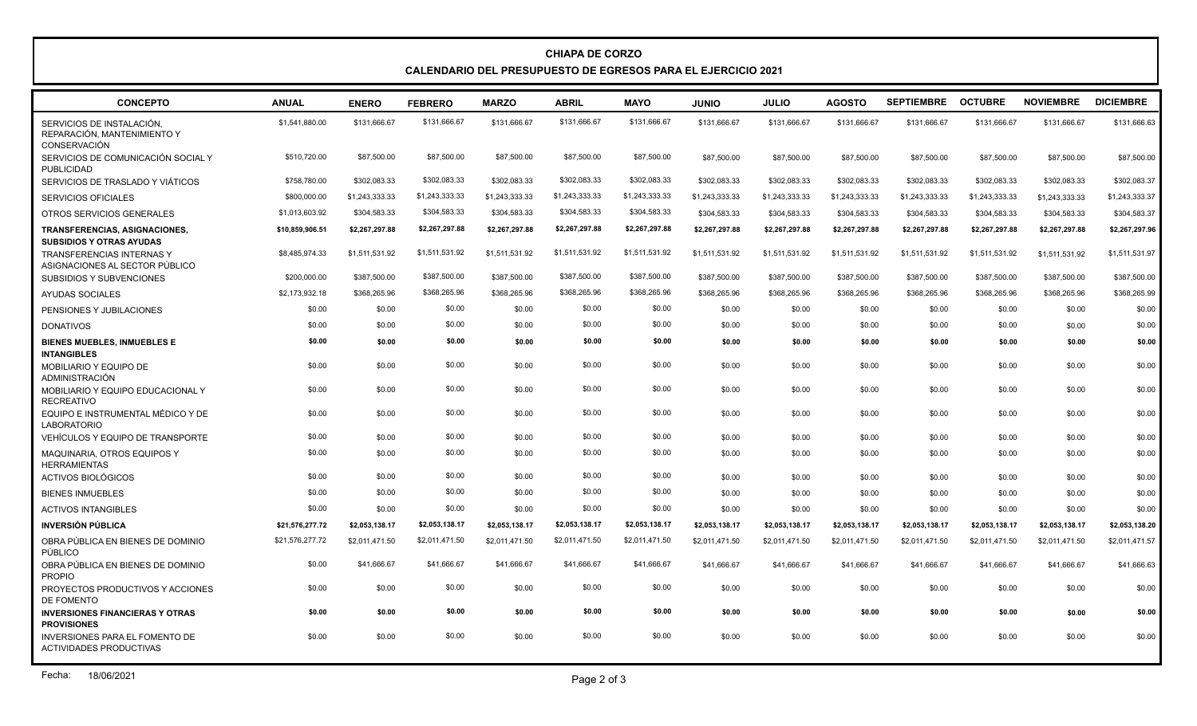# CHIAPA DE CORZO

## CALENDARIO DEL PRESUPUESTO DE EGRESOS PARA EL EJERCICIO 2021

| CONCEPTO | ANUAL | ENERO | FEBRERO | MARZO | ABRIL | MAYO | JUNIO | JULIO | AGOSTO | SEPTIEMBRE | OCTUBRE | NOVIEMBRE | DICIEMBRE |
|---|---|---|---|---|---|---|---|---|---|---|---|---|---|
| SERVICIOS DE INSTALACIÓN, REPARACIÓN, MANTENIMIENTO Y CONSERVACIÓN | $1,541,880.00 | $131,666.67 | $131,666.67 | $131,666.67 | $131,666.67 | $131,666.67 | $131,666.67 | $131,666.67 | $131,666.67 | $131,666.67 | $131,666.67 | $131,666.67 | $131,666.63 |
| SERVICIOS DE COMUNICACIÓN SOCIAL Y PUBLICIDAD | $510,720.00 | $87,500.00 | $87,500.00 | $87,500.00 | $87,500.00 | $87,500.00 | $87,500.00 | $87,500.00 | $87,500.00 | $87,500.00 | $87,500.00 | $87,500.00 | $87,500.00 |
| SERVICIOS DE TRASLADO Y VIÁTICOS | $758,780.00 | $302,083.33 | $302,083.33 | $302,083.33 | $302,083.33 | $302,083.33 | $302,083.33 | $302,083.33 | $302,083.33 | $302,083.33 | $302,083.33 | $302,083.33 | $302,083.37 |
| SERVICIOS OFICIALES | $800,000.00 | $1,243,333.33 | $1,243,333.33 | $1,243,333.33 | $1,243,333.33 | $1,243,333.33 | $1,243,333.33 | $1,243,333.33 | $1,243,333.33 | $1,243,333.33 | $1,243,333.33 | $1,243,333.33 | $1,243,333.37 |
| OTROS SERVICIOS GENERALES | $1,013,603.92 | $304,583.33 | $304,583.33 | $304,583.33 | $304,583.33 | $304,583.33 | $304,583.33 | $304,583.33 | $304,583.33 | $304,583.33 | $304,583.33 | $304,583.33 | $304,583.37 |
| **TRANSFERENCIAS, ASIGNACIONES, SUBSIDIOS Y OTRAS AYUDAS** | **$10,859,906.51** | **$2,267,297.88** | **$2,267,297.88** | **$2,267,297.88** | **$2,267,297.88** | **$2,267,297.88** | **$2,267,297.88** | **$2,267,297.88** | **$2,267,297.88** | **$2,267,297.88** | **$2,267,297.88** | **$2,267,297.88** | **$2,267,297.96** |
| TRANSFERENCIAS INTERNAS Y ASIGNACIONES AL SECTOR PÚBLICO | $8,485,974.33 | $1,511,531.92 | $1,511,531.92 | $1,511,531.92 | $1,511,531.92 | $1,511,531.92 | $1,511,531.92 | $1,511,531.92 | $1,511,531.92 | $1,511,531.92 | $1,511,531.92 | $1,511,531.92 | $1,511,531.97 |
| SUBSIDIOS Y SUBVENCIONES | $200,000.00 | $387,500.00 | $387,500.00 | $387,500.00 | $387,500.00 | $387,500.00 | $387,500.00 | $387,500.00 | $387,500.00 | $387,500.00 | $387,500.00 | $387,500.00 | $387,500.00 |
| AYUDAS SOCIALES | $2,173,932.18 | $368,265.96 | $368,265.96 | $368,265.96 | $368,265.96 | $368,265.96 | $368,265.96 | $368,265.96 | $368,265.96 | $368,265.96 | $368,265.96 | $368,265.96 | $368,265.99 |
| PENSIONES Y JUBILACIONES | $0.00 | $0.00 | $0.00 | $0.00 | $0.00 | $0.00 | $0.00 | $0.00 | $0.00 | $0.00 | $0.00 | $0.00 | $0.00 |
| DONATIVOS | $0.00 | $0.00 | $0.00 | $0.00 | $0.00 | $0.00 | $0.00 | $0.00 | $0.00 | $0.00 | $0.00 | $0.00 | $0.00 |
| **BIENES MUEBLES, INMUEBLES E INTANGIBLES** | **$0.00** | **$0.00** | **$0.00** | **$0.00** | **$0.00** | **$0.00** | **$0.00** | **$0.00** | **$0.00** | **$0.00** | **$0.00** | **$0.00** | **$0.00** |
| MOBILIARIO Y EQUIPO DE ADMINISTRACIÓN | $0.00 | $0.00 | $0.00 | $0.00 | $0.00 | $0.00 | $0.00 | $0.00 | $0.00 | $0.00 | $0.00 | $0.00 | $0.00 |
| MOBILIARIO Y EQUIPO EDUCACIONAL Y RECREATIVO | $0.00 | $0.00 | $0.00 | $0.00 | $0.00 | $0.00 | $0.00 | $0.00 | $0.00 | $0.00 | $0.00 | $0.00 | $0.00 |
| EQUIPO E INSTRUMENTAL MÉDICO Y DE LABORATORIO | $0.00 | $0.00 | $0.00 | $0.00 | $0.00 | $0.00 | $0.00 | $0.00 | $0.00 | $0.00 | $0.00 | $0.00 | $0.00 |
| VEHÍCULOS Y EQUIPO DE TRANSPORTE | $0.00 | $0.00 | $0.00 | $0.00 | $0.00 | $0.00 | $0.00 | $0.00 | $0.00 | $0.00 | $0.00 | $0.00 | $0.00 |
| MAQUINARIA, OTROS EQUIPOS Y HERRAMIENTAS | $0.00 | $0.00 | $0.00 | $0.00 | $0.00 | $0.00 | $0.00 | $0.00 | $0.00 | $0.00 | $0.00 | $0.00 | $0.00 |
| ACTIVOS BIOLÓGICOS | $0.00 | $0.00 | $0.00 | $0.00 | $0.00 | $0.00 | $0.00 | $0.00 | $0.00 | $0.00 | $0.00 | $0.00 | $0.00 |
| BIENES INMUEBLES | $0.00 | $0.00 | $0.00 | $0.00 | $0.00 | $0.00 | $0.00 | $0.00 | $0.00 | $0.00 | $0.00 | $0.00 | $0.00 |
| ACTIVOS INTANGIBLES | $0.00 | $0.00 | $0.00 | $0.00 | $0.00 | $0.00 | $0.00 | $0.00 | $0.00 | $0.00 | $0.00 | $0.00 | $0.00 |
| **INVERSIÓN PÚBLICA** | **$21,576,277.72** | **$2,053,138.17** | **$2,053,138.17** | **$2,053,138.17** | **$2,053,138.17** | **$2,053,138.17** | **$2,053,138.17** | **$2,053,138.17** | **$2,053,138.17** | **$2,053,138.17** | **$2,053,138.17** | **$2,053,138.17** | **$2,053,138.20** |
| OBRA PÚBLICA EN BIENES DE DOMINIO PÚBLICO | $21,576,277.72 | $2,011,471.50 | $2,011,471.50 | $2,011,471.50 | $2,011,471.50 | $2,011,471.50 | $2,011,471.50 | $2,011,471.50 | $2,011,471.50 | $2,011,471.50 | $2,011,471.50 | $2,011,471.50 | $2,011,471.57 |
| OBRA PÚBLICA EN BIENES DE DOMINIO PROPIO | $0.00 | $41,666.67 | $41,666.67 | $41,666.67 | $41,666.67 | $41,666.67 | $41,666.67 | $41,666.67 | $41,666.67 | $41,666.67 | $41,666.67 | $41,666.67 | $41,666.63 |
| PROYECTOS PRODUCTIVOS Y ACCIONES DE FOMENTO | $0.00 | $0.00 | $0.00 | $0.00 | $0.00 | $0.00 | $0.00 | $0.00 | $0.00 | $0.00 | $0.00 | $0.00 | $0.00 |
| **INVERSIONES FINANCIERAS Y OTRAS PROVISIONES** | **$0.00** | **$0.00** | **$0.00** | **$0.00** | **$0.00** | **$0.00** | **$0.00** | **$0.00** | **$0.00** | **$0.00** | **$0.00** | **$0.00** | **$0.00** |
| INVERSIONES PARA EL FOMENTO DE ACTIVIDADES PRODUCTIVAS | $0.00 | $0.00 | $0.00 | $0.00 | $0.00 | $0.00 | $0.00 | $0.00 | $0.00 | $0.00 | $0.00 | $0.00 | $0.00 |

Fecha: 18/06/2021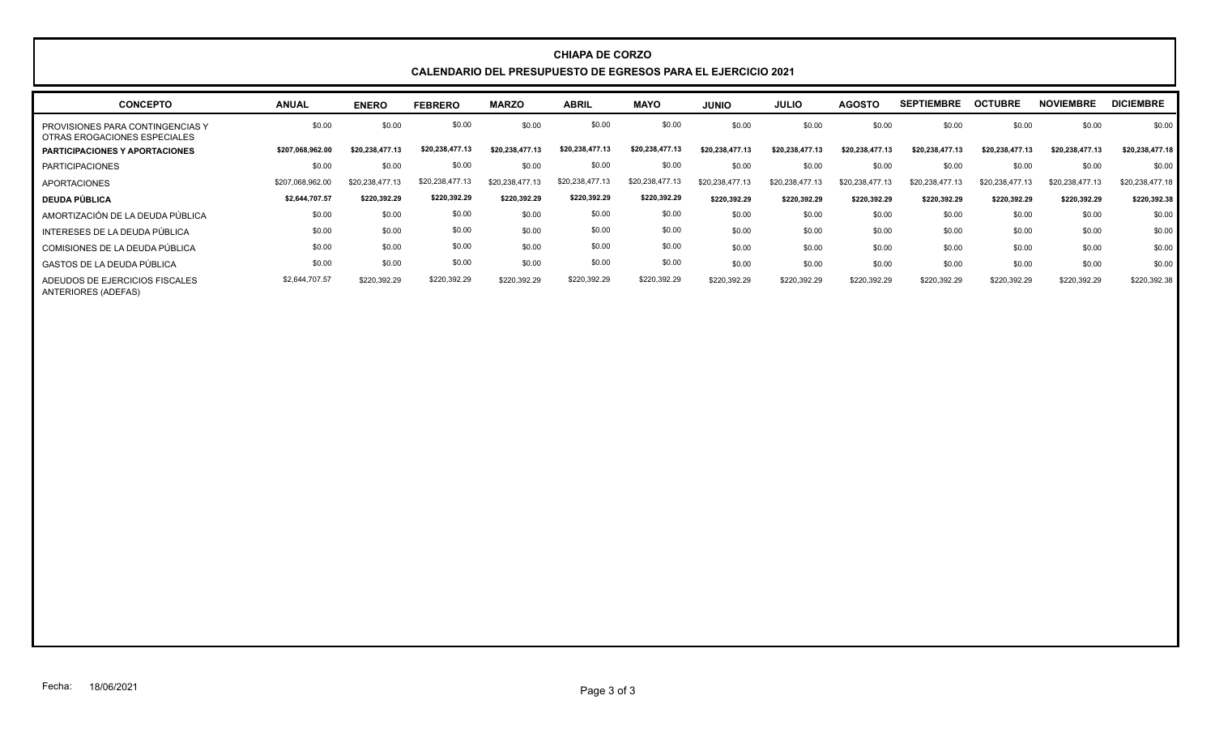# CHIAPA DE CORZO

## CALENDARIO DEL PRESUPUESTO DE EGRESOS PARA EL EJERCICIO 2021

| CONCEPTO | ANUAL | ENERO | FEBRERO | MARZO | ABRIL | MAYO | JUNIO | JULIO | AGOSTO | SEPTIEMBRE | OCTUBRE | NOVIEMBRE | DICIEMBRE |
|---|---|---|---|---|---|---|---|---|---|---|---|---|---|
| PROVISIONES PARA CONTINGENCIAS Y OTRAS EROGACIONES ESPECIALES | $0.00 | $0.00 | $0.00 | $0.00 | $0.00 | $0.00 | $0.00 | $0.00 | $0.00 | $0.00 | $0.00 | $0.00 | $0.00 |
| **PARTICIPACIONES Y APORTACIONES** | **$207,068,962.00** | **$20,238,477.13** | **$20,238,477.13** | **$20,238,477.13** | **$20,238,477.13** | **$20,238,477.13** | **$20,238,477.13** | **$20,238,477.13** | **$20,238,477.13** | **$20,238,477.13** | **$20,238,477.13** | **$20,238,477.13** | **$20,238,477.18** |
| PARTICIPACIONES | $0.00 | $0.00 | $0.00 | $0.00 | $0.00 | $0.00 | $0.00 | $0.00 | $0.00 | $0.00 | $0.00 | $0.00 | $0.00 |
| APORTACIONES | $207,068,962.00 | $20,238,477.13 | $20,238,477.13 | $20,238,477.13 | $20,238,477.13 | $20,238,477.13 | $20,238,477.13 | $20,238,477.13 | $20,238,477.13 | $20,238,477.13 | $20,238,477.13 | $20,238,477.13 | $20,238,477.18 |
| **DEUDA PÚBLICA** | **$2,644,707.57** | **$220,392.29** | **$220,392.29** | **$220,392.29** | **$220,392.29** | **$220,392.29** | **$220,392.29** | **$220,392.29** | **$220,392.29** | **$220,392.29** | **$220,392.29** | **$220,392.29** | **$220,392.38** |
| AMORTIZACIÓN DE LA DEUDA PÚBLICA | $0.00 | $0.00 | $0.00 | $0.00 | $0.00 | $0.00 | $0.00 | $0.00 | $0.00 | $0.00 | $0.00 | $0.00 | $0.00 |
| INTERESES DE LA DEUDA PÚBLICA | $0.00 | $0.00 | $0.00 | $0.00 | $0.00 | $0.00 | $0.00 | $0.00 | $0.00 | $0.00 | $0.00 | $0.00 | $0.00 |
| COMISIONES DE LA DEUDA PÚBLICA | $0.00 | $0.00 | $0.00 | $0.00 | $0.00 | $0.00 | $0.00 | $0.00 | $0.00 | $0.00 | $0.00 | $0.00 | $0.00 |
| GASTOS DE LA DEUDA PÚBLICA | $0.00 | $0.00 | $0.00 | $0.00 | $0.00 | $0.00 | $0.00 | $0.00 | $0.00 | $0.00 | $0.00 | $0.00 | $0.00 |
| ADEUDOS DE EJERCICIOS FISCALES ANTERIORES (ADEFAS) | $2,644,707.57 | $220,392.29 | $220,392.29 | $220,392.29 | $220,392.29 | $220,392.29 | $220,392.29 | $220,392.29 | $220,392.29 | $220,392.29 | $220,392.29 | $220,392.29 | $220,392.38 |

Fecha: 18/06/2021